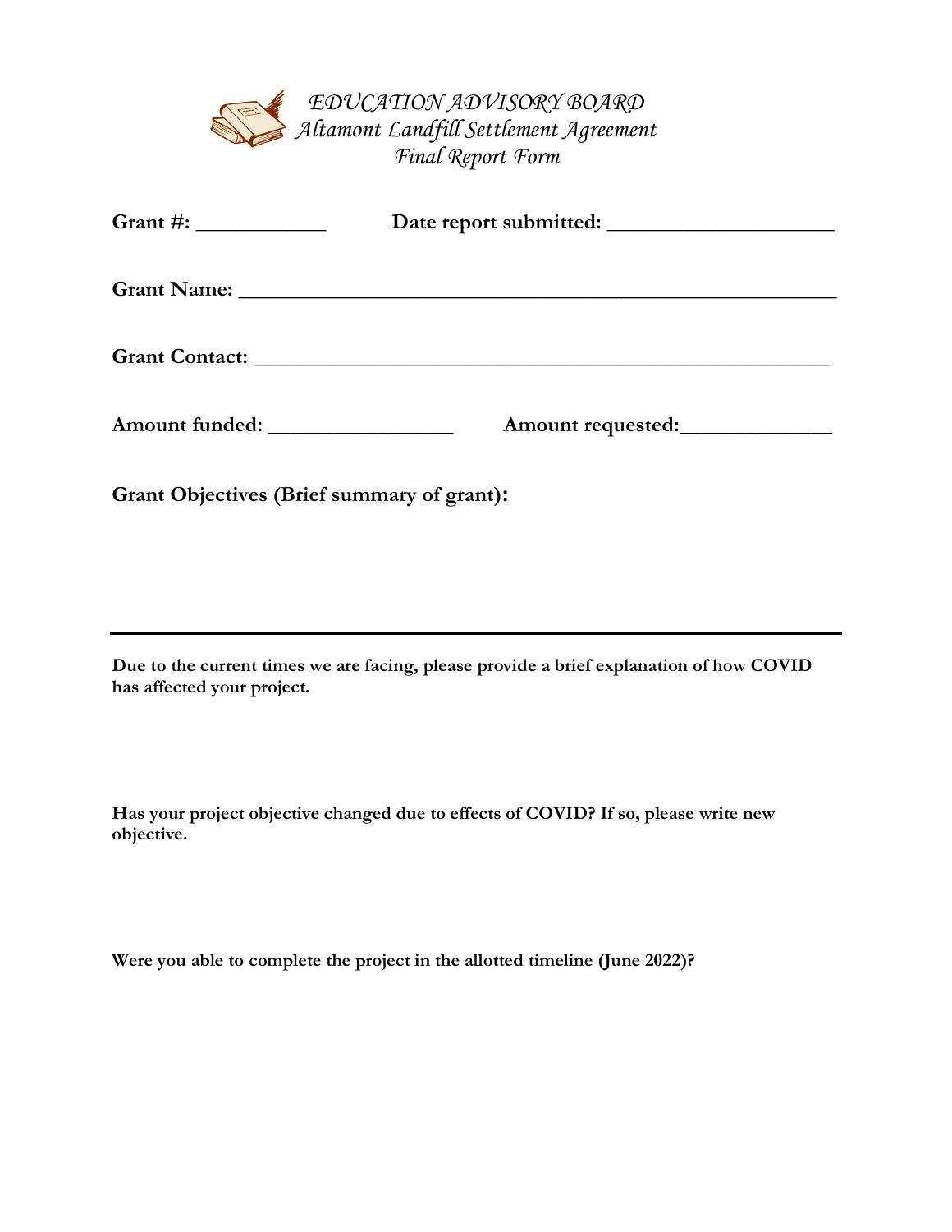*EDUCATION ADVISORY BOARD*
*Altamont Landfill Settlement Agreement*
*Final Report Form*

**Grant #:** ____________ **Date report submitted:** _____________________

**Grant Name:** _______________________________________________________

**Grant Contact:** _____________________________________________________

**Amount funded:** _________________ **Amount requested:**______________

**Grant Objectives (Brief summary of grant):**

---

**Due to the current times we are facing, please provide a brief explanation of how COVID has affected your project.**

**Has your project objective changed due to effects of COVID? If so, please write new objective.**

**Were you able to complete the project in the allotted timeline (June 2022)?**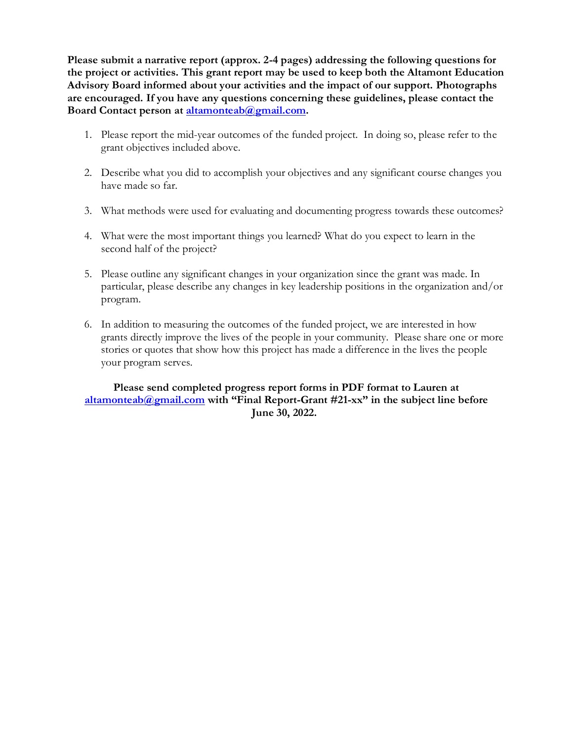**Please submit a narrative report (approx. 2-4 pages) addressing the following questions for the project or activities. This grant report may be used to keep both the Altamont Education Advisory Board informed about your activities and the impact of our support. Photographs are encouraged. If you have any questions concerning these guidelines, please contact the Board Contact person at [altamonteab@gmail.com](mailto:altamonteab@gmail.com).**

1. Please report the mid-year outcomes of the funded project. In doing so, please refer to the grant objectives included above.

2. Describe what you did to accomplish your objectives and any significant course changes you have made so far.

3. What methods were used for evaluating and documenting progress towards these outcomes?

4. What were the most important things you learned? What do you expect to learn in the second half of the project?

5. Please outline any significant changes in your organization since the grant was made. In particular, please describe any changes in key leadership positions in the organization and/or program.

6. In addition to measuring the outcomes of the funded project, we are interested in how grants directly improve the lives of the people in your community. Please share one or more stories or quotes that show how this project has made a difference in the lives the people your program serves.

**Please send completed progress report forms in PDF format to Lauren at [altamonteab@gmail.com](mailto:altamonteab@gmail.com) with "Final Report-Grant #21-xx" in the subject line before June 30, 2022.**